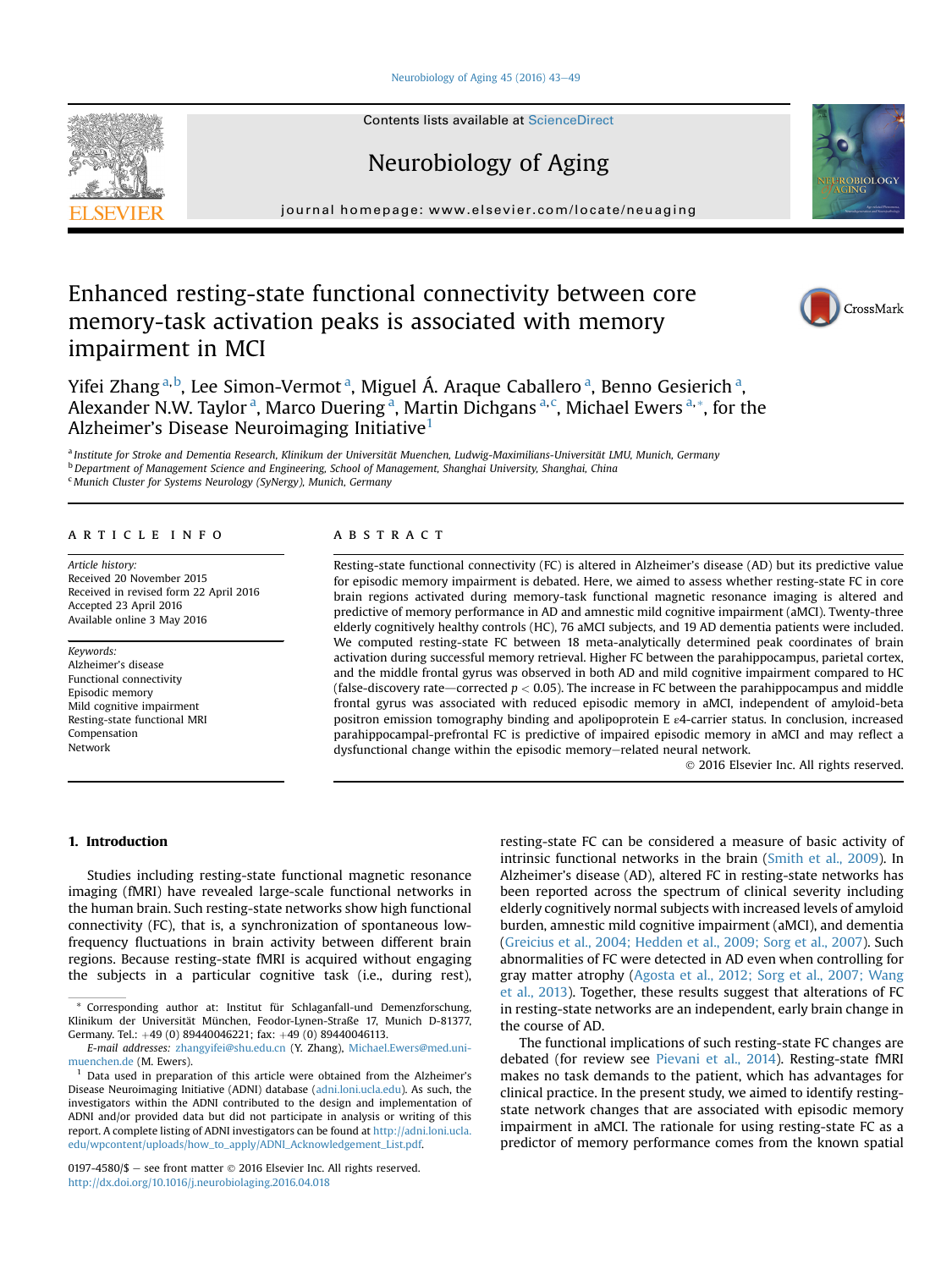# Enhanced resting-state functional connectivity between core memory-task activation peaks is associated with memory impairment in MCI

Yifei Zhang [a,b], Lee Simon-Vermot [a], Miguel Á. Araque Caballero [a], Benno Gesierich [a], Alexander N.W. Taylor [a], Marco Duering [a], Martin Dichgans [a,c], Michael Ewers [a,*], for the Alzheimer's Disease Neuroimaging Initiative [1]

[a] Institute for Stroke and Dementia Research, Klinikum der Universität Muenchen, Ludwig-Maximilians-Universität LMU, Munich, Germany
[b] Department of Management Science and Engineering, School of Management, Shanghai University, Shanghai, China
[c] Munich Cluster for Systems Neurology (SyNergy), Munich, Germany

## ARTICLE INFO

*Article history:*
Received 20 November 2015
Received in revised form 22 April 2016
Accepted 23 April 2016
Available online 3 May 2016

*Keywords:*
Alzheimer's disease
Functional connectivity
Episodic memory
Mild cognitive impairment
Resting-state functional MRI
Compensation
Network

## ABSTRACT

Resting-state functional connectivity (FC) is altered in Alzheimer's disease (AD) but its predictive value for episodic memory impairment is debated. Here, we aimed to assess whether resting-state FC in core brain regions activated during memory-task functional magnetic resonance imaging is altered and predictive of memory performance in AD and amnestic mild cognitive impairment (aMCI). Twenty-three elderly cognitively healthy controls (HC), 76 aMCI subjects, and 19 AD dementia patients were included. We computed resting-state FC between 18 meta-analytically determined peak coordinates of brain activation during successful memory retrieval. Higher FC between the parahippocampus, parietal cortex, and the middle frontal gyrus was observed in both AD and mild cognitive impairment compared to HC (false-discovery rate—corrected $p < 0.05$). The increase in FC between the parahippocampus and middle frontal gyrus was associated with reduced episodic memory in aMCI, independent of amyloid-beta positron emission tomography binding and apolipoprotein E ε4-carrier status. In conclusion, increased parahippocampal-prefrontal FC is predictive of impaired episodic memory in aMCI and may reflect a dysfunctional change within the episodic memory–related neural network.

© 2016 Elsevier Inc. All rights reserved.

## 1. Introduction

Studies including resting-state functional magnetic resonance imaging (fMRI) have revealed large-scale functional networks in the human brain. Such resting-state networks show high functional connectivity (FC), that is, a synchronization of spontaneous low-frequency fluctuations in brain activity between different brain regions. Because resting-state fMRI is acquired without engaging the subjects in a particular cognitive task (i.e., during rest), resting-state FC can be considered a measure of basic activity of intrinsic functional networks in the brain (Smith et al., 2009). In Alzheimer's disease (AD), altered FC in resting-state networks has been reported across the spectrum of clinical severity including elderly cognitively normal subjects with increased levels of amyloid burden, amnestic mild cognitive impairment (aMCI), and dementia (Greicius et al., 2004; Hedden et al., 2009; Sorg et al., 2007). Such abnormalities of FC were detected in AD even when controlling for gray matter atrophy (Agosta et al., 2012; Sorg et al., 2007; Wang et al., 2013). Together, these results suggest that alterations of FC in resting-state networks are an independent, early brain change in the course of AD.

The functional implications of such resting-state FC changes are debated (for review see Pievani et al., 2014). Resting-state fMRI makes no task demands to the patient, which has advantages for clinical practice. In the present study, we aimed to identify resting-state network changes that are associated with episodic memory impairment in aMCI. The rationale for using resting-state FC as a predictor of memory performance comes from the known spatial

---

\* Corresponding author at: Institut für Schlaganfall-und Demenzforschung, Klinikum der Universität München, Feodor-Lynen-Straße 17, Munich D-81377, Germany. Tel.: +49 (0) 89440046221; fax: +49 (0) 89440046113.

*E-mail addresses:* zhangyifei@shu.edu.cn (Y. Zhang), Michael.Ewers@med.uni-muenchen.de (M. Ewers).

[1] Data used in preparation of this article were obtained from the Alzheimer's Disease Neuroimaging Initiative (ADNI) database (adni.loni.ucla.edu). As such, the investigators within the ADNI contributed to the design and implementation of ADNI and/or provided data but did not participate in analysis or writing of this report. A complete listing of ADNI investigators can be found at http://adni.loni.ucla.edu/wpcontent/uploads/how_to_apply/ADNI_Acknowledgement_List.pdf.

0197-4580/$ – see front matter © 2016 Elsevier Inc. All rights reserved.
http://dx.doi.org/10.1016/j.neurobiolaging.2016.04.018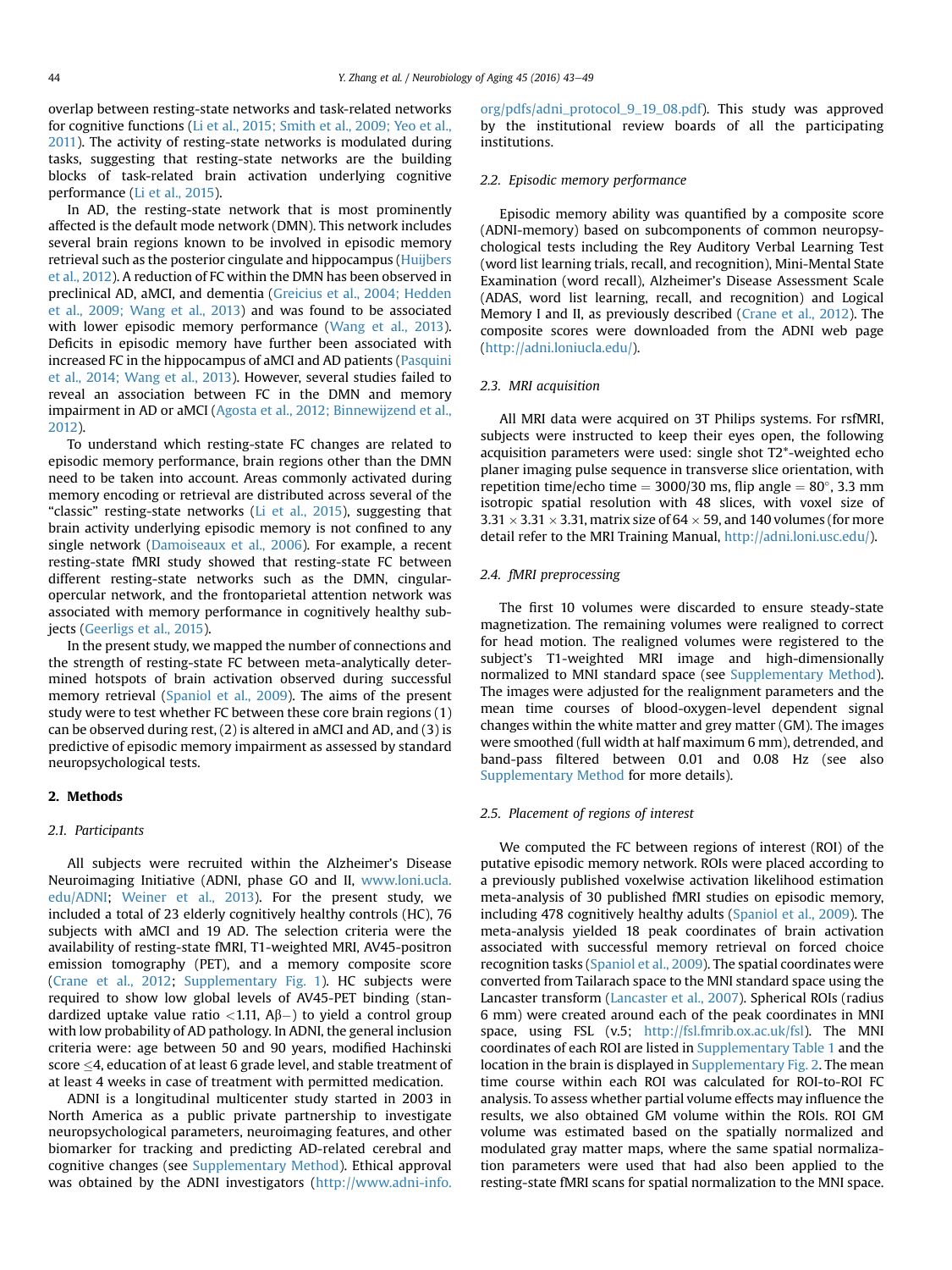overlap between resting-state networks and task-related networks for cognitive functions (Li et al., 2015; Smith et al., 2009; Yeo et al., 2011). The activity of resting-state networks is modulated during tasks, suggesting that resting-state networks are the building blocks of task-related brain activation underlying cognitive performance (Li et al., 2015).

In AD, the resting-state network that is most prominently affected is the default mode network (DMN). This network includes several brain regions known to be involved in episodic memory retrieval such as the posterior cingulate and hippocampus (Huijbers et al., 2012). A reduction of FC within the DMN has been observed in preclinical AD, aMCI, and dementia (Greicius et al., 2004; Hedden et al., 2009; Wang et al., 2013) and was found to be associated with lower episodic memory performance (Wang et al., 2013). Deficits in episodic memory have further been associated with increased FC in the hippocampus of aMCI and AD patients (Pasquini et al., 2014; Wang et al., 2013). However, several studies failed to reveal an association between FC in the DMN and memory impairment in AD or aMCI (Agosta et al., 2012; Binnewijzend et al., 2012).

To understand which resting-state FC changes are related to episodic memory performance, brain regions other than the DMN need to be taken into account. Areas commonly activated during memory encoding or retrieval are distributed across several of the "classic" resting-state networks (Li et al., 2015), suggesting that brain activity underlying episodic memory is not confined to any single network (Damoiseaux et al., 2006). For example, a recent resting-state fMRI study showed that resting-state FC between different resting-state networks such as the DMN, cingular-opercular network, and the frontoparietal attention network was associated with memory performance in cognitively healthy subjects (Geerligs et al., 2015).

In the present study, we mapped the number of connections and the strength of resting-state FC between meta-analytically determined hotspots of brain activation observed during successful memory retrieval (Spaniol et al., 2009). The aims of the present study were to test whether FC between these core brain regions (1) can be observed during rest, (2) is altered in aMCI and AD, and (3) is predictive of episodic memory impairment as assessed by standard neuropsychological tests.

## 2. Methods

### 2.1. Participants

All subjects were recruited within the Alzheimer's Disease Neuroimaging Initiative (ADNI, phase GO and II, www.loni.ucla.edu/ADNI; Weiner et al., 2013). For the present study, we included a total of 23 elderly cognitively healthy controls (HC), 76 subjects with aMCI and 19 AD. The selection criteria were the availability of resting-state fMRI, T1-weighted MRI, AV45-positron emission tomography (PET), and a memory composite score (Crane et al., 2012; Supplementary Fig. 1). HC subjects were required to show low global levels of AV45-PET binding (standardized uptake value ratio <1.11, Aβ−) to yield a control group with low probability of AD pathology. In ADNI, the general inclusion criteria were: age between 50 and 90 years, modified Hachinski score ≤4, education of at least 6 grade level, and stable treatment of at least 4 weeks in case of treatment with permitted medication.

ADNI is a longitudinal multicenter study started in 2003 in North America as a public private partnership to investigate neuropsychological parameters, neuroimaging features, and other biomarker for tracking and predicting AD-related cerebral and cognitive changes (see Supplementary Method). Ethical approval was obtained by the ADNI investigators (http://www.adni-info.org/pdfs/adni_protocol_9_19_08.pdf). This study was approved by the institutional review boards of all the participating institutions.

### 2.2. Episodic memory performance

Episodic memory ability was quantified by a composite score (ADNI-memory) based on subcomponents of common neuropsychological tests including the Rey Auditory Verbal Learning Test (word list learning trials, recall, and recognition), Mini-Mental State Examination (word recall), Alzheimer's Disease Assessment Scale (ADAS, word list learning, recall, and recognition) and Logical Memory I and II, as previously described (Crane et al., 2012). The composite scores were downloaded from the ADNI web page (http://adni.loniucla.edu/).

### 2.3. MRI acquisition

All MRI data were acquired on 3T Philips systems. For rsfMRI, subjects were instructed to keep their eyes open, the following acquisition parameters were used: single shot T2*-weighted echo planer imaging pulse sequence in transverse slice orientation, with repetition time/echo time = 3000/30 ms, flip angle = 80°, 3.3 mm isotropic spatial resolution with 48 slices, with voxel size of 3.31 × 3.31 × 3.31, matrix size of 64 × 59, and 140 volumes (for more detail refer to the MRI Training Manual, http://adni.loni.usc.edu/).

### 2.4. fMRI preprocessing

The first 10 volumes were discarded to ensure steady-state magnetization. The remaining volumes were realigned to correct for head motion. The realigned volumes were registered to the subject's T1-weighted MRI image and high-dimensionally normalized to MNI standard space (see Supplementary Method). The images were adjusted for the realignment parameters and the mean time courses of blood-oxygen-level dependent signal changes within the white matter and grey matter (GM). The images were smoothed (full width at half maximum 6 mm), detrended, and band-pass filtered between 0.01 and 0.08 Hz (see also Supplementary Method for more details).

### 2.5. Placement of regions of interest

We computed the FC between regions of interest (ROI) of the putative episodic memory network. ROIs were placed according to a previously published voxelwise activation likelihood estimation meta-analysis of 30 published fMRI studies on episodic memory, including 478 cognitively healthy adults (Spaniol et al., 2009). The meta-analysis yielded 18 peak coordinates of brain activation associated with successful memory retrieval on forced choice recognition tasks (Spaniol et al., 2009). The spatial coordinates were converted from Tailarach space to the MNI standard space using the Lancaster transform (Lancaster et al., 2007). Spherical ROIs (radius 6 mm) were created around each of the peak coordinates in MNI space, using FSL (v.5; http://fsl.fmrib.ox.ac.uk/fsl). The MNI coordinates of each ROI are listed in Supplementary Table 1 and the location in the brain is displayed in Supplementary Fig. 2. The mean time course within each ROI was calculated for ROI-to-ROI FC analysis. To assess whether partial volume effects may influence the results, we also obtained GM volume within the ROIs. ROI GM volume was estimated based on the spatially normalized and modulated gray matter maps, where the same spatial normalization parameters were used that had also been applied to the resting-state fMRI scans for spatial normalization to the MNI space.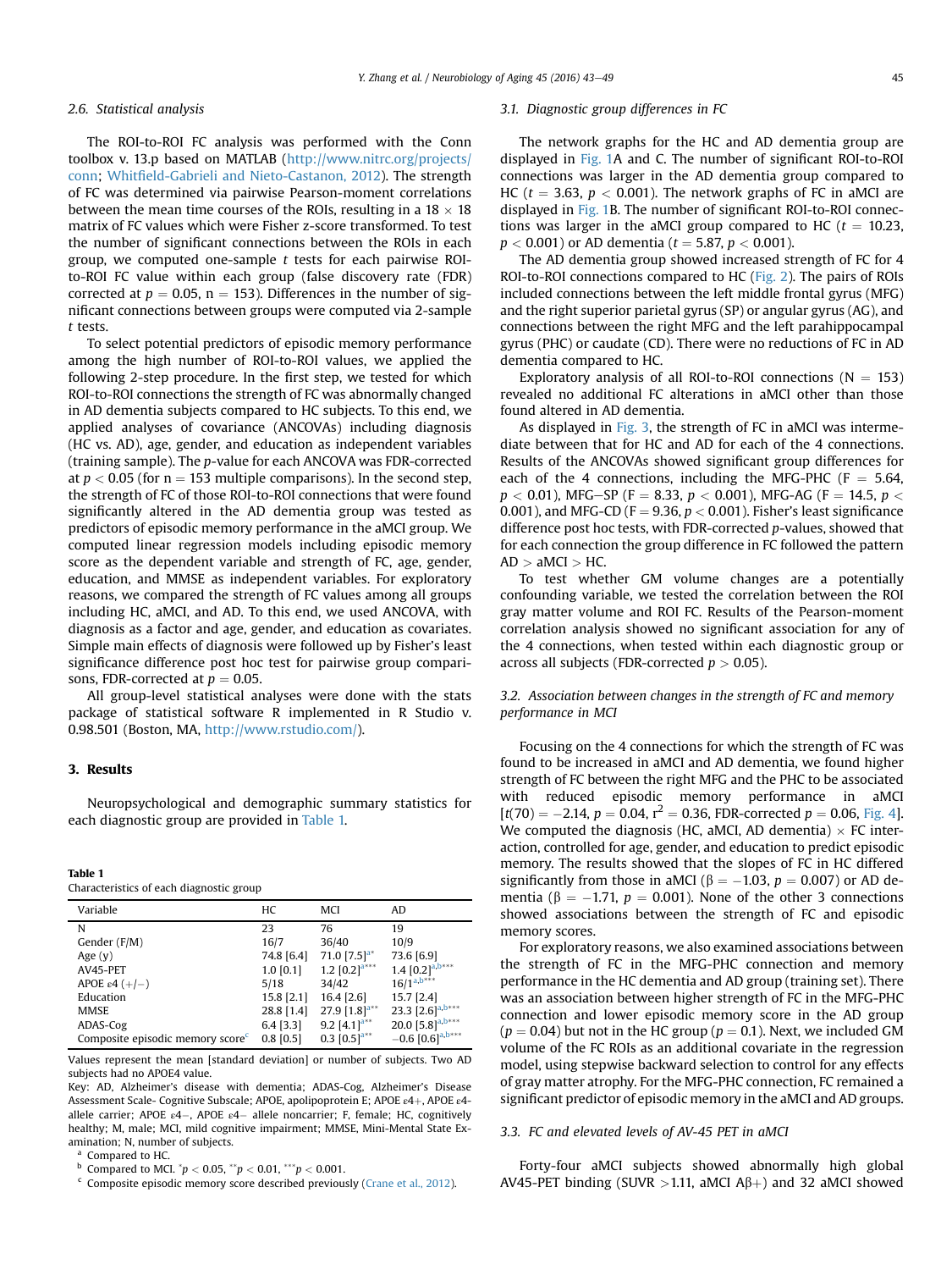### 2.6. Statistical analysis

The ROI-to-ROI FC analysis was performed with the Conn toolbox v. 13.p based on MATLAB (http://www.nitrc.org/projects/conn; Whitfield-Gabrieli and Nieto-Castanon, 2012). The strength of FC was determined via pairwise Pearson-moment correlations between the mean time courses of the ROIs, resulting in a 18 × 18 matrix of FC values which were Fisher z-score transformed. To test the number of significant connections between the ROIs in each group, we computed one-sample t tests for each pairwise ROI-to-ROI FC value within each group (false discovery rate (FDR) corrected at $p = 0.05$, n = 153). Differences in the number of significant connections between groups were computed via 2-sample t tests.

To select potential predictors of episodic memory performance among the high number of ROI-to-ROI values, we applied the following 2-step procedure. In the first step, we tested for which ROI-to-ROI connections the strength of FC was abnormally changed in AD dementia subjects compared to HC subjects. To this end, we applied analyses of covariance (ANCOVAs) including diagnosis (HC vs. AD), age, gender, and education as independent variables (training sample). The p-value for each ANCOVA was FDR-corrected at $p < 0.05$ (for n = 153 multiple comparisons). In the second step, the strength of FC of those ROI-to-ROI connections that were found significantly altered in the AD dementia group was tested as predictors of episodic memory performance in the aMCI group. We computed linear regression models including episodic memory score as the dependent variable and strength of FC, age, gender, education, and MMSE as independent variables. For exploratory reasons, we compared the strength of FC values among all groups including HC, aMCI, and AD. To this end, we used ANCOVA, with diagnosis as a factor and age, gender, and education as covariates. Simple main effects of diagnosis were followed up by Fisher's least significance difference post hoc test for pairwise group comparisons, FDR-corrected at $p = 0.05$.

All group-level statistical analyses were done with the stats package of statistical software R implemented in R Studio v. 0.98.501 (Boston, MA, http://www.rstudio.com/).

## 3. Results

Neuropsychological and demographic summary statistics for each diagnostic group are provided in Table 1.

**Table 1**
Characteristics of each diagnostic group

| Variable | HC | MCI | AD |
|---|---|---|---|
| N | 23 | 76 | 19 |
| Gender (F/M) | 16/7 | 36/40 | 10/9 |
| Age (y) | 74.8 [6.4] | 71.0 [7.5][a*] | 73.6 [6.9] |
| AV45-PET | 1.0 [0.1] | 1.2 [0.2][a***] | 1.4 [0.2][a,b***] |
| APOE ε4 (+/−) | 5/18 | 34/42 | 16/1[a,b***] |
| Education | 15.8 [2.1] | 16.4 [2.6] | 15.7 [2.4] |
| MMSE | 28.8 [1.4] | 27.9 [1.8][a**] | 23.3 [2.6][a,b***] |
| ADAS-Cog | 6.4 [3.3] | 9.2 [4.1][a**] | 20.0 [5.8][a,b***] |
| Composite episodic memory score[c] | 0.8 [0.5] | 0.3 [0.5][a**] | −0.6 [0.6][a,b***] |

Values represent the mean [standard deviation] or number of subjects. Two AD subjects had no APOE4 value.

Key: AD, Alzheimer's disease with dementia; ADAS-Cog, Alzheimer's Disease Assessment Scale- Cognitive Subscale; APOE, apolipoprotein E; APOE ε4+, APOE ε4-allele carrier; APOE ε4−, APOE ε4− allele noncarrier; F, female; HC, cognitively healthy; M, male; MCI, mild cognitive impairment; MMSE, Mini-Mental State Examination; N, number of subjects.

[a] Compared to HC.

[b] Compared to MCI. *$p < 0.05$, **$p < 0.01$, ***$p < 0.001$.

[c] Composite episodic memory score described previously (Crane et al., 2012).

### 3.1. Diagnostic group differences in FC

The network graphs for the HC and AD dementia group are displayed in Fig. 1A and C. The number of significant ROI-to-ROI connections was larger in the AD dementia group compared to HC ($t = 3.63$, $p < 0.001$). The network graphs of FC in aMCI are displayed in Fig. 1B. The number of significant ROI-to-ROI connections was larger in the aMCI group compared to HC ($t = 10.23$, $p < 0.001$) or AD dementia ($t = 5.87$, $p < 0.001$).

The AD dementia group showed increased strength of FC for 4 ROI-to-ROI connections compared to HC (Fig. 2). The pairs of ROIs included connections between the left middle frontal gyrus (MFG) and the right superior parietal gyrus (SP) or angular gyrus (AG), and connections between the right MFG and the left parahippocampal gyrus (PHC) or caudate (CD). There were no reductions of FC in AD dementia compared to HC.

Exploratory analysis of all ROI-to-ROI connections (N = 153) revealed no additional FC alterations in aMCI other than those found altered in AD dementia.

As displayed in Fig. 3, the strength of FC in aMCI was intermediate between that for HC and AD for each of the 4 connections. Results of the ANCOVAs showed significant group differences for each of the 4 connections, including the MFG-PHC ($F = 5.64$, $p < 0.01$), MFG−SP ($F = 8.33$, $p < 0.001$), MFG-AG ($F = 14.5$, $p < 0.001$), and MFG-CD ($F = 9.36$, $p < 0.001$). Fisher's least significance difference post hoc tests, with FDR-corrected p-values, showed that for each connection the group difference in FC followed the pattern AD > aMCI > HC.

To test whether GM volume changes are a potentially confounding variable, we tested the correlation between the ROI gray matter volume and ROI FC. Results of the Pearson-moment correlation analysis showed no significant association for any of the 4 connections, when tested within each diagnostic group or across all subjects (FDR-corrected $p > 0.05$).

### 3.2. Association between changes in the strength of FC and memory performance in MCI

Focusing on the 4 connections for which the strength of FC was found to be increased in aMCI and AD dementia, we found higher strength of FC between the right MFG and the PHC to be associated with reduced episodic memory performance in aMCI [$t(70) = -2.14$, $p = 0.04$, $r^2 = 0.36$, FDR-corrected $p = 0.06$, Fig. 4]. We computed the diagnosis (HC, aMCI, AD dementia) × FC interaction, controlled for age, gender, and education to predict episodic memory. The results showed that the slopes of FC in HC differed significantly from those in aMCI ($\beta = -1.03$, $p = 0.007$) or AD dementia ($\beta = -1.71$, $p = 0.001$). None of the other 3 connections showed associations between the strength of FC and episodic memory scores.

For exploratory reasons, we also examined associations between the strength of FC in the MFG-PHC connection and memory performance in the HC dementia and AD group (training set). There was an association between higher strength of FC in the MFG-PHC connection and lower episodic memory score in the AD group ($p = 0.04$) but not in the HC group ($p = 0.1$). Next, we included GM volume of the FC ROIs as an additional covariate in the regression model, using stepwise backward selection to control for any effects of gray matter atrophy. For the MFG-PHC connection, FC remained a significant predictor of episodic memory in the aMCI and AD groups.

### 3.3. FC and elevated levels of AV-45 PET in aMCI

Forty-four aMCI subjects showed abnormally high global AV45-PET binding (SUVR >1.11, aMCI Aβ+) and 32 aMCI showed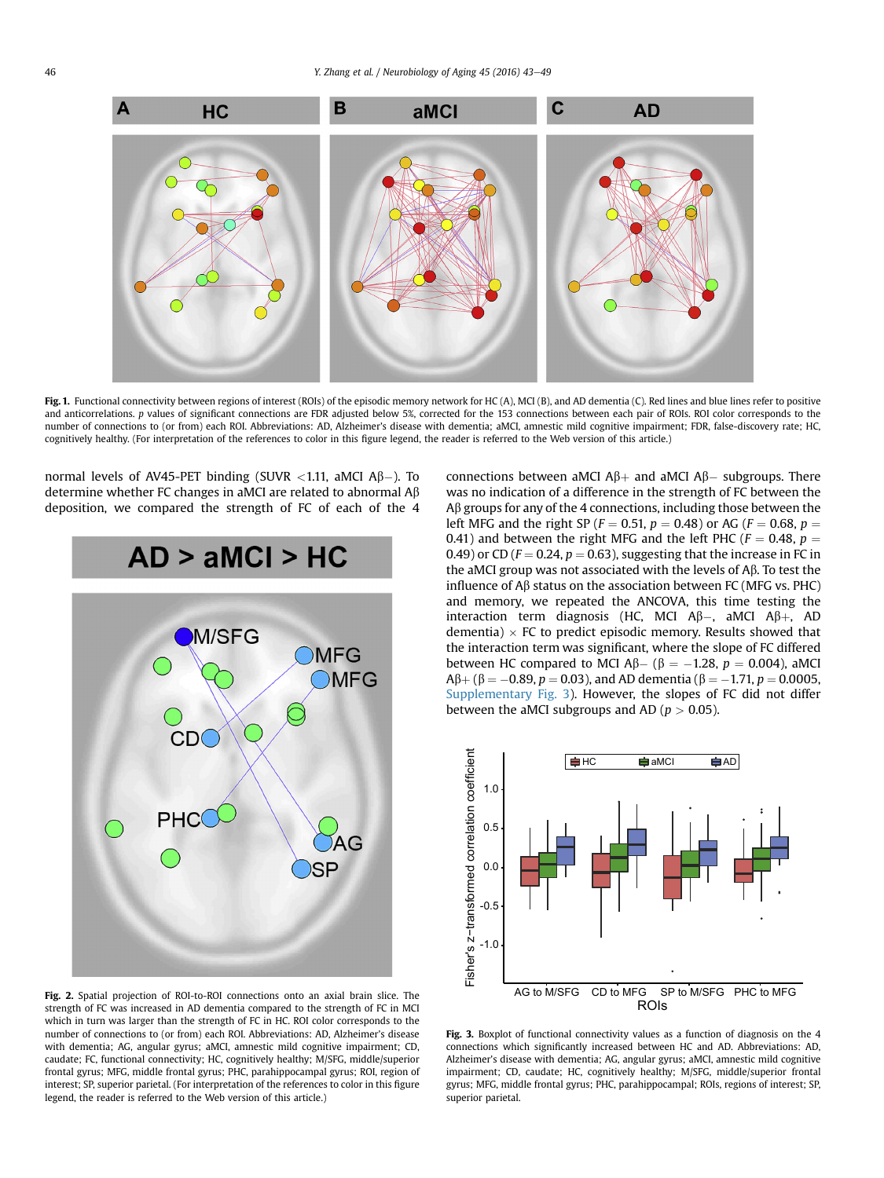Fig. 1. Functional connectivity between regions of interest (ROIs) of the episodic memory network for HC (A), MCI (B), and AD dementia (C). Red lines and blue lines refer to positive and anticorrelations. p values of significant connections are FDR adjusted below 5%, corrected for the 153 connections between each pair of ROIs. ROI color corresponds to the number of connections to (or from) each ROI. Abbreviations: AD, Alzheimer's disease with dementia; aMCI, amnestic mild cognitive impairment; FDR, false-discovery rate; HC, cognitively healthy. (For interpretation of the references to color in this figure legend, the reader is referred to the Web version of this article.)

normal levels of AV45-PET binding (SUVR <1.11, aMCI Aβ−). To determine whether FC changes in aMCI are related to abnormal Aβ deposition, we compared the strength of FC of each of the 4 connections between aMCI Aβ+ and aMCI Aβ− subgroups. There was no indication of a difference in the strength of FC between the Aβ groups for any of the 4 connections, including those between the left MFG and the right SP ($F = 0.51$, $p = 0.48$) or AG ($F = 0.68$, $p = 0.41$) and between the right MFG and the left PHC ($F = 0.48$, $p = 0.49$) or CD ($F = 0.24$, $p = 0.63$), suggesting that the increase in FC in the aMCI group was not associated with the levels of Aβ. To test the influence of Aβ status on the association between FC (MFG vs. PHC) and memory, we repeated the ANCOVA, this time testing the interaction term diagnosis (HC, MCI Aβ−, aMCI Aβ+, AD dementia) × FC to predict episodic memory. Results showed that the interaction term was significant, where the slope of FC differed between HC compared to MCI Aβ− ($\beta = -1.28$, $p = 0.004$), aMCI Aβ+ ($\beta = -0.89$, $p = 0.03$), and AD dementia ($\beta = -1.71$, $p = 0.0005$, Supplementary Fig. 3). However, the slopes of FC did not differ between the aMCI subgroups and AD ($p > 0.05$).

Fig. 2. Spatial projection of ROI-to-ROI connections onto an axial brain slice. The strength of FC was increased in AD dementia compared to the strength of FC in MCI which in turn was larger than the strength of FC in HC. ROI color corresponds to the number of connections to (or from) each ROI. Abbreviations: AD, Alzheimer's disease with dementia; AG, angular gyrus; aMCI, amnestic mild cognitive impairment; CD, caudate; FC, functional connectivity; HC, cognitively healthy; M/SFG, middle/superior frontal gyrus; MFG, middle frontal gyrus; PHC, parahippocampal gyrus; ROI, region of interest; SP, superior parietal. (For interpretation of the references to color in this figure legend, the reader is referred to the Web version of this article.)

Fig. 3. Boxplot of functional connectivity values as a function of diagnosis on the 4 connections which significantly increased between HC and AD. Abbreviations: AD, Alzheimer's disease with dementia; AG, angular gyrus; aMCI, amnestic mild cognitive impairment; CD, caudate; HC, cognitively healthy; M/SFG, middle/superior frontal gyrus; MFG, middle frontal gyrus; PHC, parahippocampal; ROIs, regions of interest; SP, superior parietal.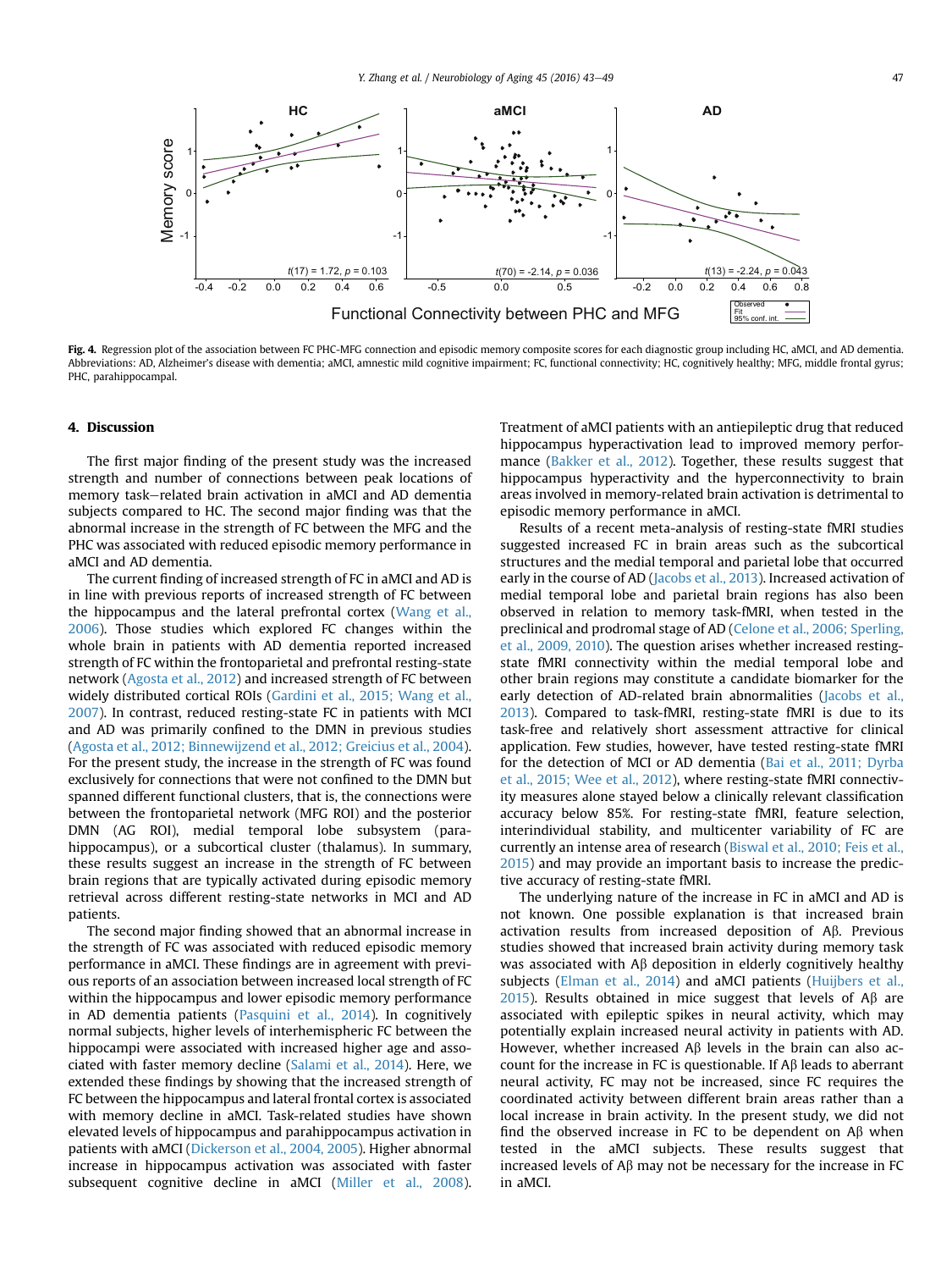**Fig. 4.** Regression plot of the association between FC PHC-MFG connection and episodic memory composite scores for each diagnostic group including HC, aMCI, and AD dementia. Abbreviations: AD, Alzheimer's disease with dementia; aMCI, amnestic mild cognitive impairment; FC, functional connectivity; HC, cognitively healthy; MFG, middle frontal gyrus; PHC, parahippocampal.

## 4. Discussion

The first major finding of the present study was the increased strength and number of connections between peak locations of memory task–related brain activation in aMCI and AD dementia subjects compared to HC. The second major finding was that the abnormal increase in the strength of FC between the MFG and the PHC was associated with reduced episodic memory performance in aMCI and AD dementia.

The current finding of increased strength of FC in aMCI and AD is in line with previous reports of increased strength of FC between the hippocampus and the lateral prefrontal cortex (Wang et al., 2006). Those studies which explored FC changes within the whole brain in patients with AD dementia reported increased strength of FC within the frontoparietal and prefrontal resting-state network (Agosta et al., 2012) and increased strength of FC between widely distributed cortical ROIs (Gardini et al., 2015; Wang et al., 2007). In contrast, reduced resting-state FC in patients with MCI and AD was primarily confined to the DMN in previous studies (Agosta et al., 2012; Binnewijzend et al., 2012; Greicius et al., 2004). For the present study, the increase in the strength of FC was found exclusively for connections that were not confined to the DMN but spanned different functional clusters, that is, the connections were between the frontoparietal network (MFG ROI) and the posterior DMN (AG ROI), medial temporal lobe subsystem (parahippocampus), or a subcortical cluster (thalamus). In summary, these results suggest an increase in the strength of FC between brain regions that are typically activated during episodic memory retrieval across different resting-state networks in MCI and AD patients.

The second major finding showed that an abnormal increase in the strength of FC was associated with reduced episodic memory performance in aMCI. These findings are in agreement with previous reports of an association between increased local strength of FC within the hippocampus and lower episodic memory performance in AD dementia patients (Pasquini et al., 2014). In cognitively normal subjects, higher levels of interhemispheric FC between the hippocampi were associated with increased higher age and associated with faster memory decline (Salami et al., 2014). Here, we extended these findings by showing that the increased strength of FC between the hippocampus and lateral frontal cortex is associated with memory decline in aMCI. Task-related studies have shown elevated levels of hippocampus and parahippocampus activation in patients with aMCI (Dickerson et al., 2004, 2005). Higher abnormal increase in hippocampus activation was associated with faster subsequent cognitive decline in aMCI (Miller et al., 2008). Treatment of aMCI patients with an antiepileptic drug that reduced hippocampus hyperactivation lead to improved memory performance (Bakker et al., 2012). Together, these results suggest that hippocampus hyperactivity and the hyperconnectivity to brain areas involved in memory-related brain activation is detrimental to episodic memory performance in aMCI.

Results of a recent meta-analysis of resting-state fMRI studies suggested increased FC in brain areas such as the subcortical structures and the medial temporal and parietal lobe that occurred early in the course of AD (Jacobs et al., 2013). Increased activation of medial temporal lobe and parietal brain regions has also been observed in relation to memory task-fMRI, when tested in the preclinical and prodromal stage of AD (Celone et al., 2006; Sperling, et al., 2009, 2010). The question arises whether increased resting-state fMRI connectivity within the medial temporal lobe and other brain regions may constitute a candidate biomarker for the early detection of AD-related brain abnormalities (Jacobs et al., 2013). Compared to task-fMRI, resting-state fMRI is due to its task-free and relatively short assessment attractive for clinical application. Few studies, however, have tested resting-state fMRI for the detection of MCI or AD dementia (Bai et al., 2011; Dyrba et al., 2015; Wee et al., 2012), where resting-state fMRI connectivity measures alone stayed below a clinically relevant classification accuracy below 85%. For resting-state fMRI, feature selection, interindividual stability, and multicenter variability of FC are currently an intense area of research (Biswal et al., 2010; Feis et al., 2015) and may provide an important basis to increase the predictive accuracy of resting-state fMRI.

The underlying nature of the increase in FC in aMCI and AD is not known. One possible explanation is that increased brain activation results from increased deposition of Aβ. Previous studies showed that increased brain activity during memory task was associated with Aβ deposition in elderly cognitively healthy subjects (Elman et al., 2014) and aMCI patients (Huijbers et al., 2015). Results obtained in mice suggest that levels of Aβ are associated with epileptic spikes in neural activity, which may potentially explain increased neural activity in patients with AD. However, whether increased Aβ levels in the brain can also account for the increase in FC is questionable. If Aβ leads to aberrant neural activity, FC may not be increased, since FC requires the coordinated activity between different brain areas rather than a local increase in brain activity. In the present study, we did not find the observed increase in FC to be dependent on Aβ when tested in the aMCI subjects. These results suggest that increased levels of Aβ may not be necessary for the increase in FC in aMCI.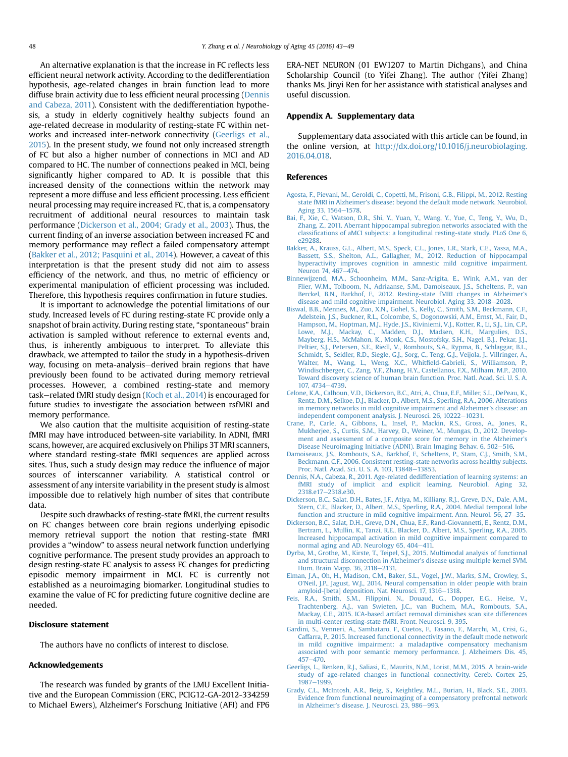An alternative explanation is that the increase in FC reflects less efficient neural network activity. According to the dedifferentiation hypothesis, age-related changes in brain function lead to more diffuse brain activity due to less efficient neural processing (Dennis and Cabeza, 2011). Consistent with the dedifferentiation hypothesis, a study in elderly cognitively healthy subjects found an age-related decrease in modularity of resting-state FC within networks and increased inter-network connectivity (Geerligs et al., 2015). In the present study, we found not only increased strength of FC but also a higher number of connections in MCI and AD compared to HC. The number of connections peaked in MCI, being significantly higher compared to AD. It is possible that this increased density of the connections within the network may represent a more diffuse and less efficient processing. Less efficient neural processing may require increased FC, that is, a compensatory recruitment of additional neural resources to maintain task performance (Dickerson et al., 2004; Grady et al., 2003). Thus, the current finding of an inverse association between increased FC and memory performance may reflect a failed compensatory attempt (Bakker et al., 2012; Pasquini et al., 2014). However, a caveat of this interpretation is that the present study did not aim to assess efficiency of the network, and thus, no metric of efficiency or experimental manipulation of efficient processing was included. Therefore, this hypothesis requires confirmation in future studies.

It is important to acknowledge the potential limitations of our study. Increased levels of FC during resting-state FC provide only a snapshot of brain activity. During resting state, "spontaneous" brain activation is sampled without reference to external events and, thus, is inherently ambiguous to interpret. To alleviate this drawback, we attempted to tailor the study in a hypothesis-driven way, focusing on meta-analysis–derived brain regions that have previously been found to be activated during memory retrieval processes. However, a combined resting-state and memory task–related fMRI study design (Koch et al., 2014) is encouraged for future studies to investigate the association between rsfMRI and memory performance.

We also caution that the multisite acquisition of resting-state fMRI may have introduced between-site variability. In ADNI, fMRI scans, however, are acquired exclusively on Philips 3T MRI scanners, where standard resting-state fMRI sequences are applied across sites. Thus, such a study design may reduce the influence of major sources of interscanner variability. A statistical control or assessment of any intersite variability in the present study is almost impossible due to relatively high number of sites that contribute data.

Despite such drawbacks of resting-state fMRI, the current results on FC changes between core brain regions underlying episodic memory retrieval support the notion that resting-state fMRI provides a "window" to assess neural network function underlying cognitive performance. The present study provides an approach to design resting-state FC analysis to assess FC changes for predicting episodic memory impairment in MCI. FC is currently not established as a neuroimaging biomarker. Longitudinal studies to examine the value of FC for predicting future cognitive decline are needed.

## Disclosure statement

The authors have no conflicts of interest to disclose.

## Acknowledgements

The research was funded by grants of the LMU Excellent Initiative and the European Commission (ERC, PCIG12-GA-2012-334259 to Michael Ewers), Alzheimer's Forschung Initiative (AFI) and FP6 ERA-NET NEURON (01 EW1207 to Martin Dichgans), and China Scholarship Council (to Yifei Zhang). The author (Yifei Zhang) thanks Ms. Jinyi Ren for her assistance with statistical analyses and useful discussion.

## Appendix A. Supplementary data

Supplementary data associated with this article can be found, in the online version, at http://dx.doi.org/10.1016/j.neurobiolaging.2016.04.018.

## References

Agosta, F., Pievani, M., Geroldi, C., Copetti, M., Frisoni, G.B., Filippi, M., 2012. Resting state fMRI in Alzheimer's disease: beyond the default mode network. Neurobiol. Aging 33, 1564–1578.

Bai, F., Xie, C., Watson, D.R., Shi, Y., Yuan, Y., Wang, Y., Yue, C., Teng, Y., Wu, D., Zhang, Z., 2011. Aberrant hippocampal subregion networks associated with the classifications of aMCI subjects: a longitudinal resting-state study. PLoS One 6, e29288.

Bakker, A., Krauss, G.L., Albert, M.S., Speck, C.L., Jones, L.R., Stark, C.E., Yassa, M.A., Bassett, S.S., Shelton, A.L., Gallagher, M., 2012. Reduction of hippocampal hyperactivity improves cognition in amnestic mild cognitive impairment. Neuron 74, 467–474.

Binnewijzend, M.A., Schoonheim, M.M., Sanz-Arigita, E., Wink, A.M., van der Flier, W.M., Tolboom, N., Adriaanse, S.M., Damoiseaux, J.S., Scheltens, P., van Berckel, B.N., Barkhof, F., 2012. Resting-state fMRI changes in Alzheimer's disease and mild cognitive impairment. Neurobiol. Aging 33, 2018–2028.

Biswal, B.B., Mennes, M., Zuo, X.N., Gohel, S., Kelly, C., Smith, S.M., Beckmann, C.F., Adelstein, J.S., Buckner, R.L., Colcombe, S., Dogonowski, A.M., Ernst, M., Fair, D., Hampson, M., Hoptman, M.J., Hyde, J.S., Kiviniemi, V.J., Kotter, R., Li, S.J., Lin, C.P., Lowe, M.J., Mackay, C., Madden, D.J., Madsen, K.H., Margulies, D.S., Mayberg, H.S., McMahon, K., Monk, C.S., Mostofsky, S.H., Nagel, B.J., Pekar, J.J., Peltier, S.J., Petersen, S.E., Riedl, V., Rombouts, S.A., Rypma, B., Schlaggar, B.L., Schmidt, S., Seidler, R.D., Siegle, G.J., Sorg, C., Teng, G.J., Veijola, J., Villringer, A., Walter, M., Wang, L., Weng, X.C., Whitfield-Gabrieli, S., Williamson, P., Windischberger, C., Zang, Y.F., Zhang, H.Y., Castellanos, F.X., Milham, M.P., 2010. Toward discovery science of human brain function. Proc. Natl. Acad. Sci. U. S. A. 107, 4734–4739.

Celone, K.A., Calhoun, V.D., Dickerson, B.C., Atri, A., Chua, E.F., Miller, S.L., DePeau, K., Rentz, D.M., Selkoe, D.J., Blacker, D., Albert, M.S., Sperling, R.A., 2006. Alterations in memory networks in mild cognitive impairment and Alzheimer's disease: an independent component analysis. J. Neurosci. 26, 10222–10231.

Crane, P., Carle, A., Gibbons, L., Insel, P., Mackin, R.S., Gross, A., Jones, R., Mukherjee, S., Curtis, S.M., Harvey, D., Weiner, M., Mungas, D., 2012. Development and assessment of a composite score for memory in the Alzheimer's Disease Neuroimaging Initiative (ADNI). Brain Imaging Behav. 6, 502–516.

Damoiseaux, J.S., Rombouts, S.A., Barkhof, F., Scheltens, P., Stam, C.J., Smith, S.M., Beckmann, C.F., 2006. Consistent resting-state networks across healthy subjects. Proc. Natl. Acad. Sci. U. S. A. 103, 13848–13853.

Dennis, N.A., Cabeza, R., 2011. Age-related dedifferentiation of learning systems: an fMRI study of implicit and explicit learning. Neurobiol. Aging 32, 2318.e17–2318.e30.

Dickerson, B.C., Salat, D.H., Bates, J.F., Atiya, M., Killiany, R.J., Greve, D.N., Dale, A.M., Stern, C.E., Blacker, D., Albert, M.S., Sperling, R.A., 2004. Medial temporal lobe function and structure in mild cognitive impairment. Ann. Neurol. 56, 27–35.

Dickerson, B.C., Salat, D.H., Greve, D.N., Chua, E.F., Rand-Giovannetti, E., Rentz, D.M., Bertram, L., Mullin, K., Tanzi, R.E., Blacker, D., Albert, M.S., Sperling, R.A., 2005. Increased hippocampal activation in mild cognitive impairment compared to normal aging and AD. Neurology 65, 404–411.

Dyrba, M., Grothe, M., Kirste, T., Teipel, S.J., 2015. Multimodal analysis of functional and structural disconnection in Alzheimer's disease using multiple kernel SVM. Hum. Brain Mapp. 36, 2118–2131.

Elman, J.A., Oh, H., Madison, C.M., Baker, S.L., Vogel, J.W., Marks, S.M., Crowley, S., O'Neil, J.P., Jagust, W.J., 2014. Neural compensation in older people with brain amyloid-[beta] deposition. Nat. Neurosci. 17, 1316–1318.

Feis, R.A., Smith, S.M., Filippini, N., Douaud, G., Dopper, E.G., Heise, V., Trachtenberg, A.J., van Swieten, J.C., van Buchem, M.A., Rombouts, S.A., Mackay, C.E., 2015. ICA-based artifact removal diminishes scan site differences in multi-center resting-state fMRI. Front. Neurosci. 9, 395.

Gardini, S., Venneri, A., Sambataro, F., Cuetos, F., Fasano, F., Marchi, M., Crisi, G., Caffarra, P., 2015. Increased functional connectivity in the default mode network in mild cognitive impairment: a maladaptive compensatory mechanism associated with poor semantic memory performance. J. Alzheimers Dis. 45, 457–470.

Geerligs, L., Renken, R.J., Saliasi, E., Maurits, N.M., Lorist, M.M., 2015. A brain-wide study of age-related changes in functional connectivity. Cereb. Cortex 25, 1987–1999.

Grady, C.L., McIntosh, A.R., Beig, S., Keightley, M.L., Burian, H., Black, S.E., 2003. Evidence from functional neuroimaging of a compensatory prefrontal network in Alzheimer's disease. J. Neurosci. 23, 986–993.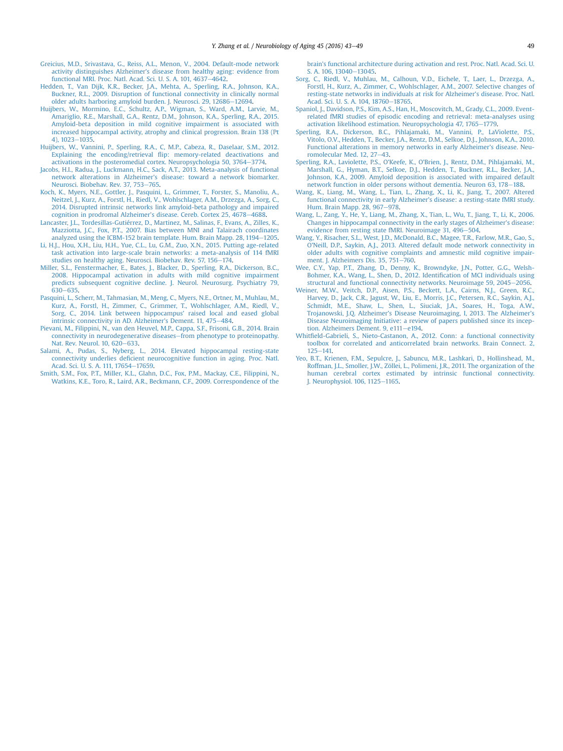Greicius, M.D., Srivastava, G., Reiss, A.L., Menon, V., 2004. Default-mode network activity distinguishes Alzheimer's disease from healthy aging: evidence from functional MRI. Proc. Natl. Acad. Sci. U. S. A. 101, 4637–4642.

Hedden, T., Van Dijk, K.R., Becker, J.A., Mehta, A., Sperling, R.A., Johnson, K.A., Buckner, R.L., 2009. Disruption of functional connectivity in clinically normal older adults harboring amyloid burden. J. Neurosci. 29, 12686–12694.

Huijbers, W., Mormino, E.C., Schultz, A.P., Wigman, S., Ward, A.M., Larvie, M., Amariglio, R.E., Marshall, G.A., Rentz, D.M., Johnson, K.A., Sperling, R.A., 2015. Amyloid-beta deposition in mild cognitive impairment is associated with increased hippocampal activity, atrophy and clinical progression. Brain 138 (Pt 4), 1023–1035.

Huijbers, W., Vannini, P., Sperling, R.A., C, M.P., Cabeza, R., Daselaar, S.M., 2012. Explaining the encoding/retrieval flip: memory-related deactivations and activations in the posteromedial cortex. Neuropsychologia 50, 3764–3774.

Jacobs, H.I., Radua, J., Luckmann, H.C., Sack, A.T., 2013. Meta-analysis of functional network alterations in Alzheimer's disease: toward a network biomarker. Neurosci. Biobehav. Rev. 37, 753–765.

Koch, K., Myers, N.E., Gottler, J., Pasquini, L., Grimmer, T., Forster, S., Manoliu, A., Neitzel, J., Kurz, A., Forstl, H., Riedl, V., Wohlschlager, A.M., Drzezga, A., Sorg, C., 2014. Disrupted intrinsic networks link amyloid-beta pathology and impaired cognition in prodromal Alzheimer's disease. Cereb. Cortex 25, 4678–4688.

Lancaster, J.L., Tordesillas-Gutiérrez, D., Martinez, M., Salinas, F., Evans, A., Zilles, K., Mazziotta, J.C., Fox, P.T., 2007. Bias between MNI and Talairach coordinates analyzed using the ICBM-152 brain template. Hum. Brain Mapp. 28, 1194–1205.

Li, H.J., Hou, X.H., Liu, H.H., Yue, C.L., Lu, G.M., Zuo, X.N., 2015. Putting age-related task activation into large-scale brain networks: a meta-analysis of 114 fMRI studies on healthy aging. Neurosci. Biobehav. Rev. 57, 156–174.

Miller, S.L., Fenstermacher, E., Bates, J., Blacker, D., Sperling, R.A., Dickerson, B.C., 2008. Hippocampal activation in adults with mild cognitive impairment predicts subsequent cognitive decline. J. Neurol. Neurosurg. Psychiatry 79, 630–635.

Pasquini, L., Scherr, M., Tahmasian, M., Meng, C., Myers, N.E., Ortner, M., Muhlau, M., Kurz, A., Forstl, H., Zimmer, C., Grimmer, T., Wohlschlager, A.M., Riedl, V., Sorg, C., 2014. Link between hippocampus' raised local and eased global intrinsic connectivity in AD. Alzheimer's Dement. 11, 475–484.

Pievani, M., Filippini, N., van den Heuvel, M.P., Cappa, S.F., Frisoni, G.B., 2014. Brain connectivity in neurodegenerative diseases—from phenotype to proteinopathy. Nat. Rev. Neurol. 10, 620–633.

Salami, A., Pudas, S., Nyberg, L., 2014. Elevated hippocampal resting-state connectivity underlies deficient neurocognitive function in aging. Proc. Natl. Acad. Sci. U. S. A. 111, 17654–17659.

Smith, S.M., Fox, P.T., Miller, K.L., Glahn, D.C., Fox, P.M., Mackay, C.E., Filippini, N., Watkins, K.E., Toro, R., Laird, A.R., Beckmann, C.F., 2009. Correspondence of the brain's functional architecture during activation and rest. Proc. Natl. Acad. Sci. U. S. A. 106, 13040–13045.

Sorg, C., Riedl, V., Muhlau, M., Calhoun, V.D., Eichele, T., Laer, L., Drzezga, A., Forstl, H., Kurz, A., Zimmer, C., Wohlschlager, A.M., 2007. Selective changes of resting-state networks in individuals at risk for Alzheimer's disease. Proc. Natl. Acad. Sci. U. S. A. 104, 18760–18765.

Spaniol, J., Davidson, P.S., Kim, A.S., Han, H., Moscovitch, M., Grady, C.L., 2009. Event-related fMRI studies of episodic encoding and retrieval: meta-analyses using activation likelihood estimation. Neuropsychologia 47, 1765–1779.

Sperling, R.A., Dickerson, B.C., Pihlajamaki, M., Vannini, P., LaViolette, P.S., Vitolo, O.V., Hedden, T., Becker, J.A., Rentz, D.M., Selkoe, D.J., Johnson, K.A., 2010. Functional alterations in memory networks in early Alzheimer's disease. Neuromolecular Med. 12, 27–43.

Sperling, R.A., Laviolette, P.S., O'Keefe, K., O'Brien, J., Rentz, D.M., Pihlajamaki, M., Marshall, G., Hyman, B.T., Selkoe, D.J., Hedden, T., Buckner, R.L., Becker, J.A., Johnson, K.A., 2009. Amyloid deposition is associated with impaired default network function in older persons without dementia. Neuron 63, 178–188.

Wang, K., Liang, M., Wang, L., Tian, L., Zhang, X., Li, K., Jiang, T., 2007. Altered functional connectivity in early Alzheimer's disease: a resting-state fMRI study. Hum. Brain Mapp. 28, 967–978.

Wang, L., Zang, Y., He, Y., Liang, M., Zhang, X., Tian, L., Wu, T., Jiang, T., Li, K., 2006. Changes in hippocampal connectivity in the early stages of Alzheimer's disease: evidence from resting state fMRI. Neuroimage 31, 496–504.

Wang, Y., Risacher, S.L., West, J.D., McDonald, B.C., Magee, T.R., Farlow, M.R., Gao, S., O'Neill, D.P., Saykin, A.J., 2013. Altered default mode network connectivity in older adults with cognitive complaints and amnestic mild cognitive impairment. J. Alzheimers Dis. 35, 751–760.

Wee, C.Y., Yap, P.T., Zhang, D., Denny, K., Browndyke, J.N., Potter, G.G., Welsh-Bohmer, K.A., Wang, L., Shen, D., 2012. Identification of MCI individuals using structural and functional connectivity networks. Neuroimage 59, 2045–2056.

Weiner, M.W., Veitch, D.P., Aisen, P.S., Beckett, L.A., Cairns, N.J., Green, R.C., Harvey, D., Jack, C.R., Jagust, W., Liu, E., Morris, J.C., Petersen, R.C., Saykin, A.J., Schmidt, M.E., Shaw, L., Shen, L., Siuciak, J.A., Soares, H., Toga, A.W., Trojanowski, J.Q. Alzheimer's Disease Neuroimaging, I, 2013. The Alzheimer's Disease Neuroimaging Initiative: a review of papers published since its inception. Alzheimers Dement. 9, e111–e194.

Whitfield-Gabrieli, S., Nieto-Castanon, A., 2012. Conn: a functional connectivity toolbox for correlated and anticorrelated brain networks. Brain Connect. 2, 125–141.

Yeo, B.T., Krienen, F.M., Sepulcre, J., Sabuncu, M.R., Lashkari, D., Hollinshead, M., Roffman, J.L., Smoller, J.W., Zöllei, L., Polimeni, J.R., 2011. The organization of the human cerebral cortex estimated by intrinsic functional connectivity. J. Neurophysiol. 106, 1125–1165.